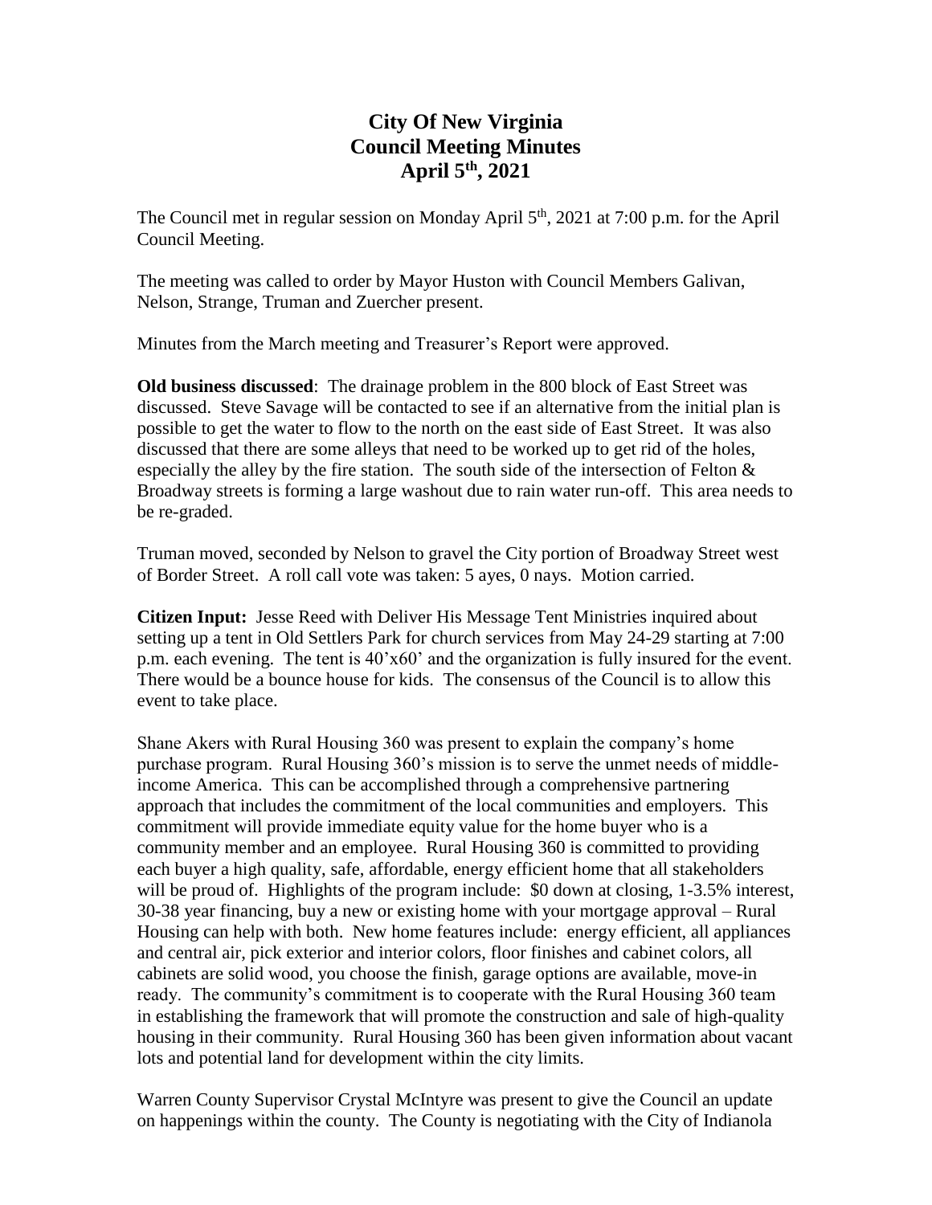# City Of New Virginia
# Council Meeting Minutes
# April 5th, 2021

The Council met in regular session on Monday April 5th, 2021 at 7:00 p.m. for the April Council Meeting.

The meeting was called to order by Mayor Huston with Council Members Galivan, Nelson, Strange, Truman and Zuercher present.

Minutes from the March meeting and Treasurer's Report were approved.

**Old business discussed**: The drainage problem in the 800 block of East Street was discussed. Steve Savage will be contacted to see if an alternative from the initial plan is possible to get the water to flow to the north on the east side of East Street. It was also discussed that there are some alleys that need to be worked up to get rid of the holes, especially the alley by the fire station. The south side of the intersection of Felton & Broadway streets is forming a large washout due to rain water run-off. This area needs to be re-graded.

Truman moved, seconded by Nelson to gravel the City portion of Broadway Street west of Border Street. A roll call vote was taken: 5 ayes, 0 nays. Motion carried.

**Citizen Input:** Jesse Reed with Deliver His Message Tent Ministries inquired about setting up a tent in Old Settlers Park for church services from May 24-29 starting at 7:00 p.m. each evening. The tent is 40'x60' and the organization is fully insured for the event. There would be a bounce house for kids. The consensus of the Council is to allow this event to take place.

Shane Akers with Rural Housing 360 was present to explain the company's home purchase program. Rural Housing 360's mission is to serve the unmet needs of middle-income America. This can be accomplished through a comprehensive partnering approach that includes the commitment of the local communities and employers. This commitment will provide immediate equity value for the home buyer who is a community member and an employee. Rural Housing 360 is committed to providing each buyer a high quality, safe, affordable, energy efficient home that all stakeholders will be proud of. Highlights of the program include: $0 down at closing, 1-3.5% interest, 30-38 year financing, buy a new or existing home with your mortgage approval – Rural Housing can help with both. New home features include: energy efficient, all appliances and central air, pick exterior and interior colors, floor finishes and cabinet colors, all cabinets are solid wood, you choose the finish, garage options are available, move-in ready. The community's commitment is to cooperate with the Rural Housing 360 team in establishing the framework that will promote the construction and sale of high-quality housing in their community. Rural Housing 360 has been given information about vacant lots and potential land for development within the city limits.

Warren County Supervisor Crystal McIntyre was present to give the Council an update on happenings within the county. The County is negotiating with the City of Indianola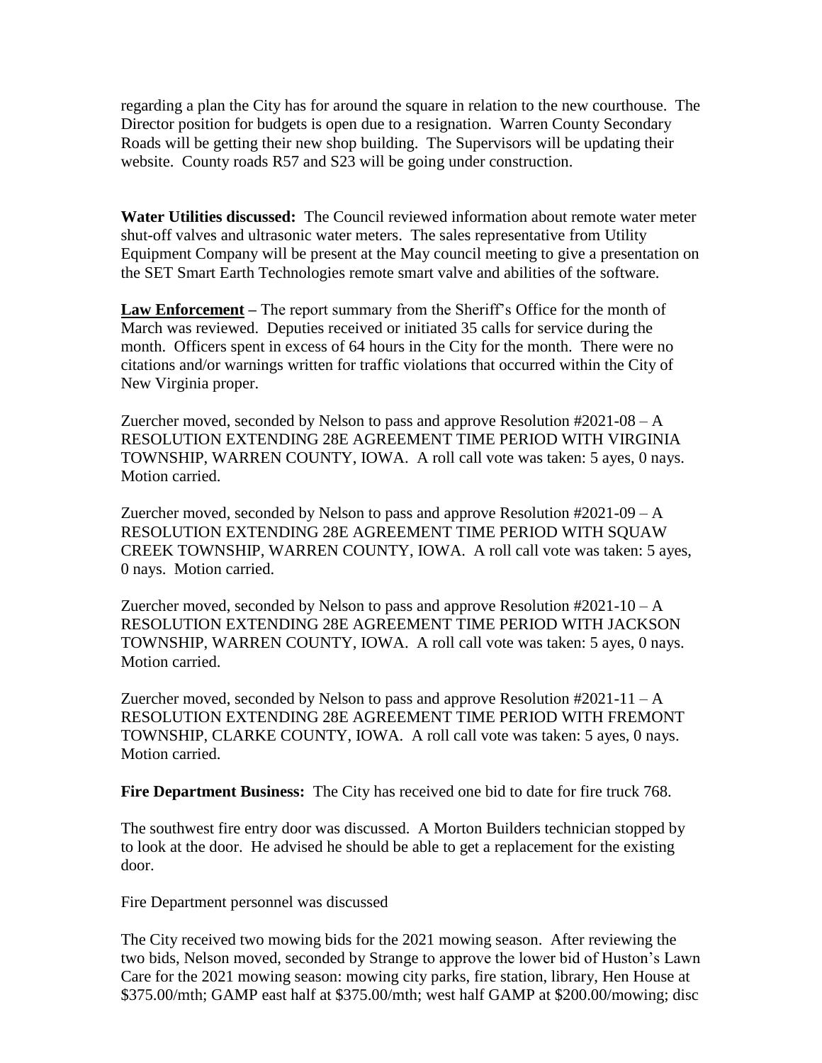regarding a plan the City has for around the square in relation to the new courthouse. The Director position for budgets is open due to a resignation. Warren County Secondary Roads will be getting their new shop building. The Supervisors will be updating their website. County roads R57 and S23 will be going under construction.

**Water Utilities discussed:** The Council reviewed information about remote water meter shut-off valves and ultrasonic water meters. The sales representative from Utility Equipment Company will be present at the May council meeting to give a presentation on the SET Smart Earth Technologies remote smart valve and abilities of the software.

**Law Enforcement** – The report summary from the Sheriff's Office for the month of March was reviewed. Deputies received or initiated 35 calls for service during the month. Officers spent in excess of 64 hours in the City for the month. There were no citations and/or warnings written for traffic violations that occurred within the City of New Virginia proper.

Zuercher moved, seconded by Nelson to pass and approve Resolution #2021-08 – A RESOLUTION EXTENDING 28E AGREEMENT TIME PERIOD WITH VIRGINIA TOWNSHIP, WARREN COUNTY, IOWA. A roll call vote was taken: 5 ayes, 0 nays. Motion carried.

Zuercher moved, seconded by Nelson to pass and approve Resolution #2021-09 – A RESOLUTION EXTENDING 28E AGREEMENT TIME PERIOD WITH SQUAW CREEK TOWNSHIP, WARREN COUNTY, IOWA. A roll call vote was taken: 5 ayes, 0 nays. Motion carried.

Zuercher moved, seconded by Nelson to pass and approve Resolution #2021-10 – A RESOLUTION EXTENDING 28E AGREEMENT TIME PERIOD WITH JACKSON TOWNSHIP, WARREN COUNTY, IOWA. A roll call vote was taken: 5 ayes, 0 nays. Motion carried.

Zuercher moved, seconded by Nelson to pass and approve Resolution #2021-11 – A RESOLUTION EXTENDING 28E AGREEMENT TIME PERIOD WITH FREMONT TOWNSHIP, CLARKE COUNTY, IOWA. A roll call vote was taken: 5 ayes, 0 nays. Motion carried.

**Fire Department Business:** The City has received one bid to date for fire truck 768.

The southwest fire entry door was discussed. A Morton Builders technician stopped by to look at the door. He advised he should be able to get a replacement for the existing door.

Fire Department personnel was discussed

The City received two mowing bids for the 2021 mowing season. After reviewing the two bids, Nelson moved, seconded by Strange to approve the lower bid of Huston's Lawn Care for the 2021 mowing season: mowing city parks, fire station, library, Hen House at \$375.00/mth; GAMP east half at \$375.00/mth; west half GAMP at \$200.00/mowing; disc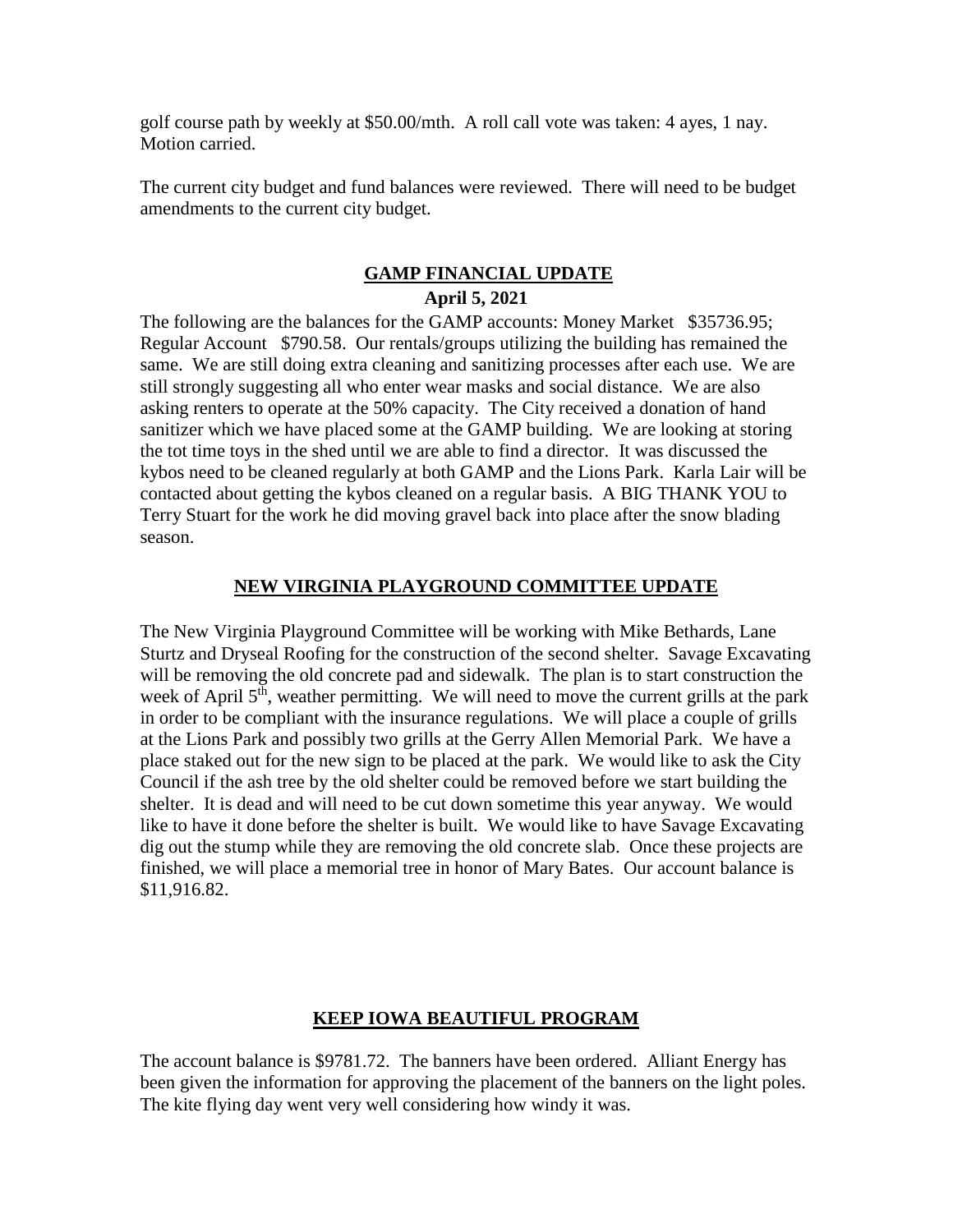golf course path by weekly at $50.00/mth. A roll call vote was taken: 4 ayes, 1 nay. Motion carried.

The current city budget and fund balances were reviewed. There will need to be budget amendments to the current city budget.

## GAMP FINANCIAL UPDATE

**April 5, 2021**

The following are the balances for the GAMP accounts: Money Market $35736.95; Regular Account $790.58. Our rentals/groups utilizing the building has remained the same. We are still doing extra cleaning and sanitizing processes after each use. We are still strongly suggesting all who enter wear masks and social distance. We are also asking renters to operate at the 50% capacity. The City received a donation of hand sanitizer which we have placed some at the GAMP building. We are looking at storing the tot time toys in the shed until we are able to find a director. It was discussed the kybos need to be cleaned regularly at both GAMP and the Lions Park. Karla Lair will be contacted about getting the kybos cleaned on a regular basis. A BIG THANK YOU to Terry Stuart for the work he did moving gravel back into place after the snow blading season.

## NEW VIRGINIA PLAYGROUND COMMITTEE UPDATE

The New Virginia Playground Committee will be working with Mike Bethards, Lane Sturtz and Dryseal Roofing for the construction of the second shelter. Savage Excavating will be removing the old concrete pad and sidewalk. The plan is to start construction the week of April 5th, weather permitting. We will need to move the current grills at the park in order to be compliant with the insurance regulations. We will place a couple of grills at the Lions Park and possibly two grills at the Gerry Allen Memorial Park. We have a place staked out for the new sign to be placed at the park. We would like to ask the City Council if the ash tree by the old shelter could be removed before we start building the shelter. It is dead and will need to be cut down sometime this year anyway. We would like to have it done before the shelter is built. We would like to have Savage Excavating dig out the stump while they are removing the old concrete slab. Once these projects are finished, we will place a memorial tree in honor of Mary Bates. Our account balance is $11,916.82.

## KEEP IOWA BEAUTIFUL PROGRAM

The account balance is $9781.72. The banners have been ordered. Alliant Energy has been given the information for approving the placement of the banners on the light poles. The kite flying day went very well considering how windy it was.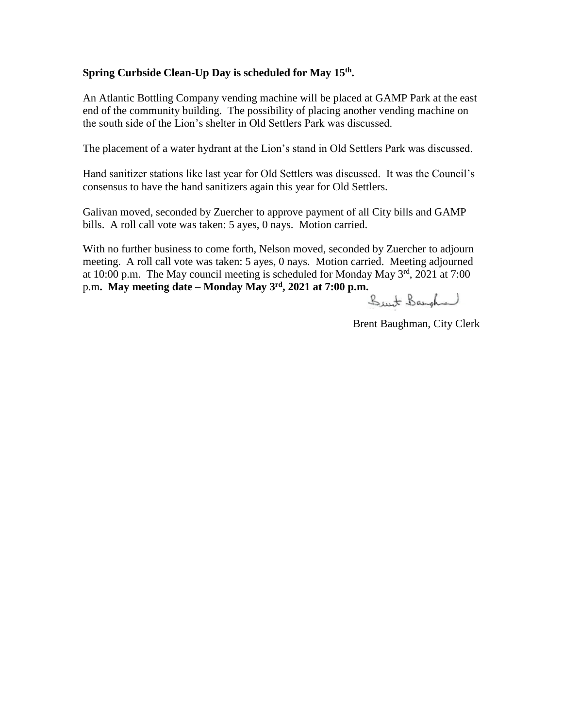**Spring Curbside Clean-Up Day is scheduled for May 15th.**

An Atlantic Bottling Company vending machine will be placed at GAMP Park at the east end of the community building. The possibility of placing another vending machine on the south side of the Lion's shelter in Old Settlers Park was discussed.

The placement of a water hydrant at the Lion's stand in Old Settlers Park was discussed.

Hand sanitizer stations like last year for Old Settlers was discussed. It was the Council's consensus to have the hand sanitizers again this year for Old Settlers.

Galivan moved, seconded by Zuercher to approve payment of all City bills and GAMP bills. A roll call vote was taken: 5 ayes, 0 nays. Motion carried.

With no further business to come forth, Nelson moved, seconded by Zuercher to adjourn meeting. A roll call vote was taken: 5 ayes, 0 nays. Motion carried. Meeting adjourned at 10:00 p.m. The May council meeting is scheduled for Monday May 3rd, 2021 at 7:00 p.m. **May meeting date – Monday May 3rd, 2021 at 7:00 p.m.**

Brent Baughman, City Clerk